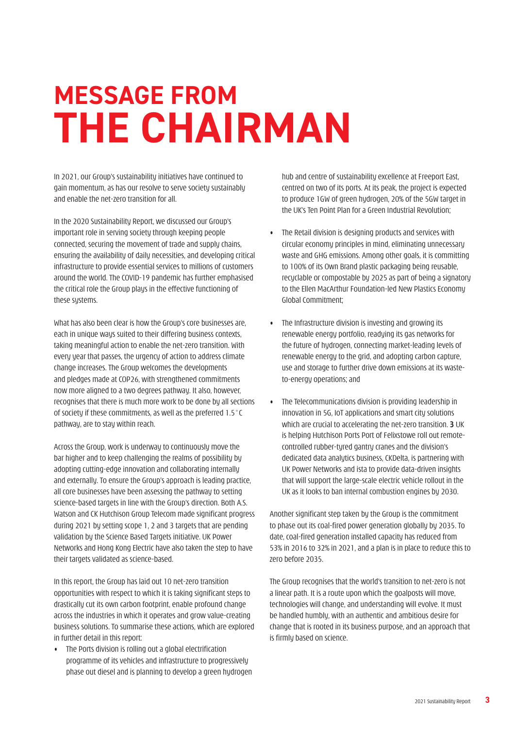# MESSAGE FROM THE CHAIRMAN

In 2021, our Group's sustainability initiatives have continued to gain momentum, as has our resolve to serve society sustainably and enable the net-zero transition for all.

In the 2020 Sustainability Report, we discussed our Group's important role in serving society through keeping people connected, securing the movement of trade and supply chains, ensuring the availability of daily necessities, and developing critical infrastructure to provide essential services to millions of customers around the world. The COVID-19 pandemic has further emphasised the critical role the Group plays in the effective functioning of these systems.

What has also been clear is how the Group's core businesses are, each in unique ways suited to their differing business contexts, taking meaningful action to enable the net-zero transition. With every year that passes, the urgency of action to address climate change increases. The Group welcomes the developments and pledges made at COP26, with strengthened commitments now more aligned to a two degrees pathway. It also, however, recognises that there is much more work to be done by all sections of society if these commitments, as well as the preferred 1.5°C pathway, are to stay within reach.

Across the Group, work is underway to continuously move the bar higher and to keep challenging the realms of possibility by adopting cutting-edge innovation and collaborating internally and externally. To ensure the Group's approach is leading practice, all core businesses have been assessing the pathway to setting science-based targets in line with the Group's direction. Both A.S. Watson and CK Hutchison Group Telecom made significant progress during 2021 by setting scope 1, 2 and 3 targets that are pending validation by the Science Based Targets initiative. UK Power Networks and Hong Kong Electric have also taken the step to have their targets validated as science-based.

In this report, the Group has laid out 10 net-zero transition opportunities with respect to which it is taking significant steps to drastically cut its own carbon footprint, enable profound change across the industries in which it operates and grow value-creating business solutions. To summarise these actions, which are explored in further detail in this report:

- The Ports division is rolling out a global electrification programme of its vehicles and infrastructure to progressively phase out diesel and is planning to develop a green hydrogen hub and centre of sustainability excellence at Freeport East, centred on two of its ports. At its peak, the project is expected to produce 1GW of green hydrogen, 20% of the 5GW target in the UK's Ten Point Plan for a Green Industrial Revolution;
- The Retail division is designing products and services with circular economy principles in mind, eliminating unnecessary waste and GHG emissions. Among other goals, it is committing to 100% of its Own Brand plastic packaging being reusable, recyclable or compostable by 2025 as part of being a signatory to the Ellen MacArthur Foundation-led New Plastics Economy Global Commitment;
- The Infrastructure division is investing and growing its renewable energy portfolio, readying its gas networks for the future of hydrogen, connecting market-leading levels of renewable energy to the grid, and adopting carbon capture, use and storage to further drive down emissions at its waste-to-energy operations; and
- The Telecommunications division is providing leadership in innovation in 5G, IoT applications and smart city solutions which are crucial to accelerating the net-zero transition. **3** UK is helping Hutchison Ports Port of Felixstowe roll out remote-controlled rubber-tyred gantry cranes and the division's dedicated data analytics business, CKDelta, is partnering with UK Power Networks and ista to provide data-driven insights that will support the large-scale electric vehicle rollout in the UK as it looks to ban internal combustion engines by 2030.

Another significant step taken by the Group is the commitment to phase out its coal-fired power generation globally by 2035. To date, coal-fired generation installed capacity has reduced from 53% in 2016 to 32% in 2021, and a plan is in place to reduce this to zero before 2035.

The Group recognises that the world's transition to net-zero is not a linear path. It is a route upon which the goalposts will move, technologies will change, and understanding will evolve. It must be handled humbly, with an authentic and ambitious desire for change that is rooted in its business purpose, and an approach that is firmly based on science.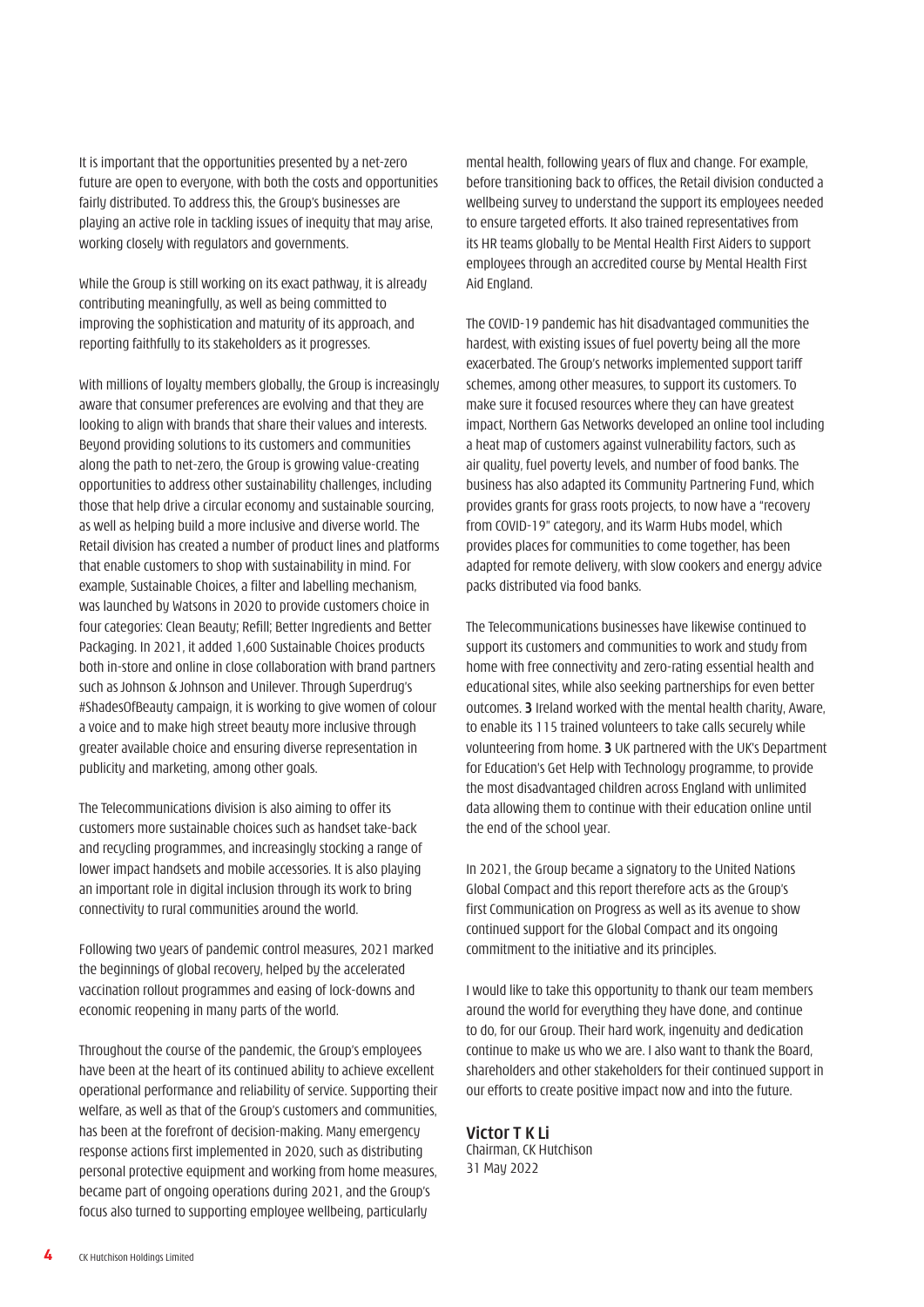It is important that the opportunities presented by a net-zero future are open to everyone, with both the costs and opportunities fairly distributed. To address this, the Group's businesses are playing an active role in tackling issues of inequity that may arise, working closely with regulators and governments.

While the Group is still working on its exact pathway, it is already contributing meaningfully, as well as being committed to improving the sophistication and maturity of its approach, and reporting faithfully to its stakeholders as it progresses.

With millions of loyalty members globally, the Group is increasingly aware that consumer preferences are evolving and that they are looking to align with brands that share their values and interests. Beyond providing solutions to its customers and communities along the path to net-zero, the Group is growing value-creating opportunities to address other sustainability challenges, including those that help drive a circular economy and sustainable sourcing, as well as helping build a more inclusive and diverse world. The Retail division has created a number of product lines and platforms that enable customers to shop with sustainability in mind. For example, Sustainable Choices, a filter and labelling mechanism, was launched by Watsons in 2020 to provide customers choice in four categories: Clean Beauty; Refill; Better Ingredients and Better Packaging. In 2021, it added 1,600 Sustainable Choices products both in-store and online in close collaboration with brand partners such as Johnson & Johnson and Unilever. Through Superdrug's #ShadesOfBeauty campaign, it is working to give women of colour a voice and to make high street beauty more inclusive through greater available choice and ensuring diverse representation in publicity and marketing, among other goals.

The Telecommunications division is also aiming to offer its customers more sustainable choices such as handset take-back and recycling programmes, and increasingly stocking a range of lower impact handsets and mobile accessories. It is also playing an important role in digital inclusion through its work to bring connectivity to rural communities around the world.

Following two years of pandemic control measures, 2021 marked the beginnings of global recovery, helped by the accelerated vaccination rollout programmes and easing of lock-downs and economic reopening in many parts of the world.

Throughout the course of the pandemic, the Group's employees have been at the heart of its continued ability to achieve excellent operational performance and reliability of service. Supporting their welfare, as well as that of the Group's customers and communities, has been at the forefront of decision-making. Many emergency response actions first implemented in 2020, such as distributing personal protective equipment and working from home measures, became part of ongoing operations during 2021, and the Group's focus also turned to supporting employee wellbeing, particularly mental health, following years of flux and change. For example, before transitioning back to offices, the Retail division conducted a wellbeing survey to understand the support its employees needed to ensure targeted efforts. It also trained representatives from its HR teams globally to be Mental Health First Aiders to support employees through an accredited course by Mental Health First Aid England.

The COVID-19 pandemic has hit disadvantaged communities the hardest, with existing issues of fuel poverty being all the more exacerbated. The Group's networks implemented support tariff schemes, among other measures, to support its customers. To make sure it focused resources where they can have greatest impact, Northern Gas Networks developed an online tool including a heat map of customers against vulnerability factors, such as air quality, fuel poverty levels, and number of food banks. The business has also adapted its Community Partnering Fund, which provides grants for grass roots projects, to now have a "recovery from COVID-19" category, and its Warm Hubs model, which provides places for communities to come together, has been adapted for remote delivery, with slow cookers and energy advice packs distributed via food banks.

The Telecommunications businesses have likewise continued to support its customers and communities to work and study from home with free connectivity and zero-rating essential health and educational sites, while also seeking partnerships for even better outcomes. **3** Ireland worked with the mental health charity, Aware, to enable its 115 trained volunteers to take calls securely while volunteering from home. **3** UK partnered with the UK's Department for Education's Get Help with Technology programme, to provide the most disadvantaged children across England with unlimited data allowing them to continue with their education online until the end of the school year.

In 2021, the Group became a signatory to the United Nations Global Compact and this report therefore acts as the Group's first Communication on Progress as well as its avenue to show continued support for the Global Compact and its ongoing commitment to the initiative and its principles.

I would like to take this opportunity to thank our team members around the world for everything they have done, and continue to do, for our Group. Their hard work, ingenuity and dedication continue to make us who we are. I also want to thank the Board, shareholders and other stakeholders for their continued support in our efforts to create positive impact now and into the future.

**Victor T K Li**
Chairman, CK Hutchison
31 May 2022